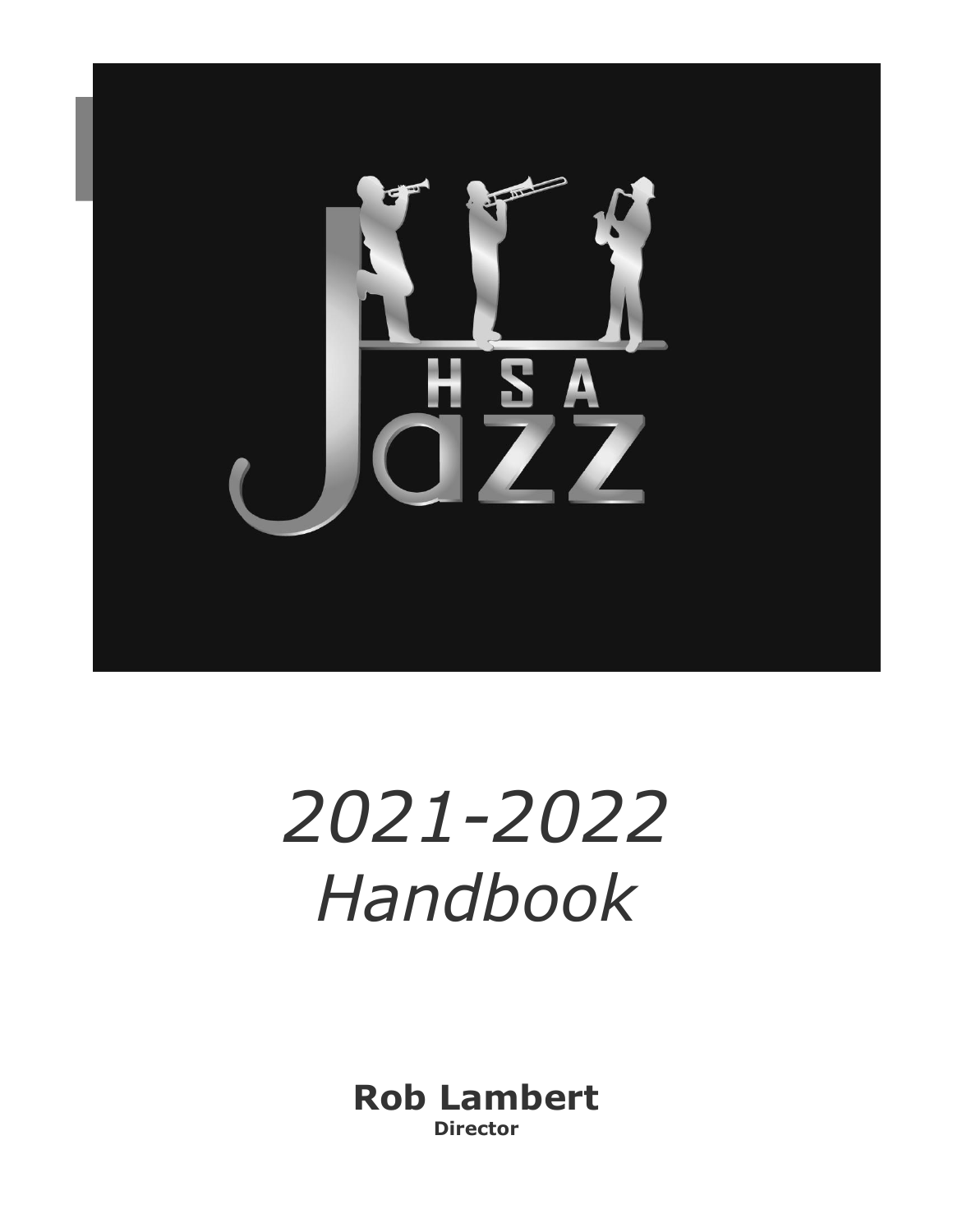HSA Jazz

*2021-2022*
*Handbook*

**Rob Lambert**
**Director**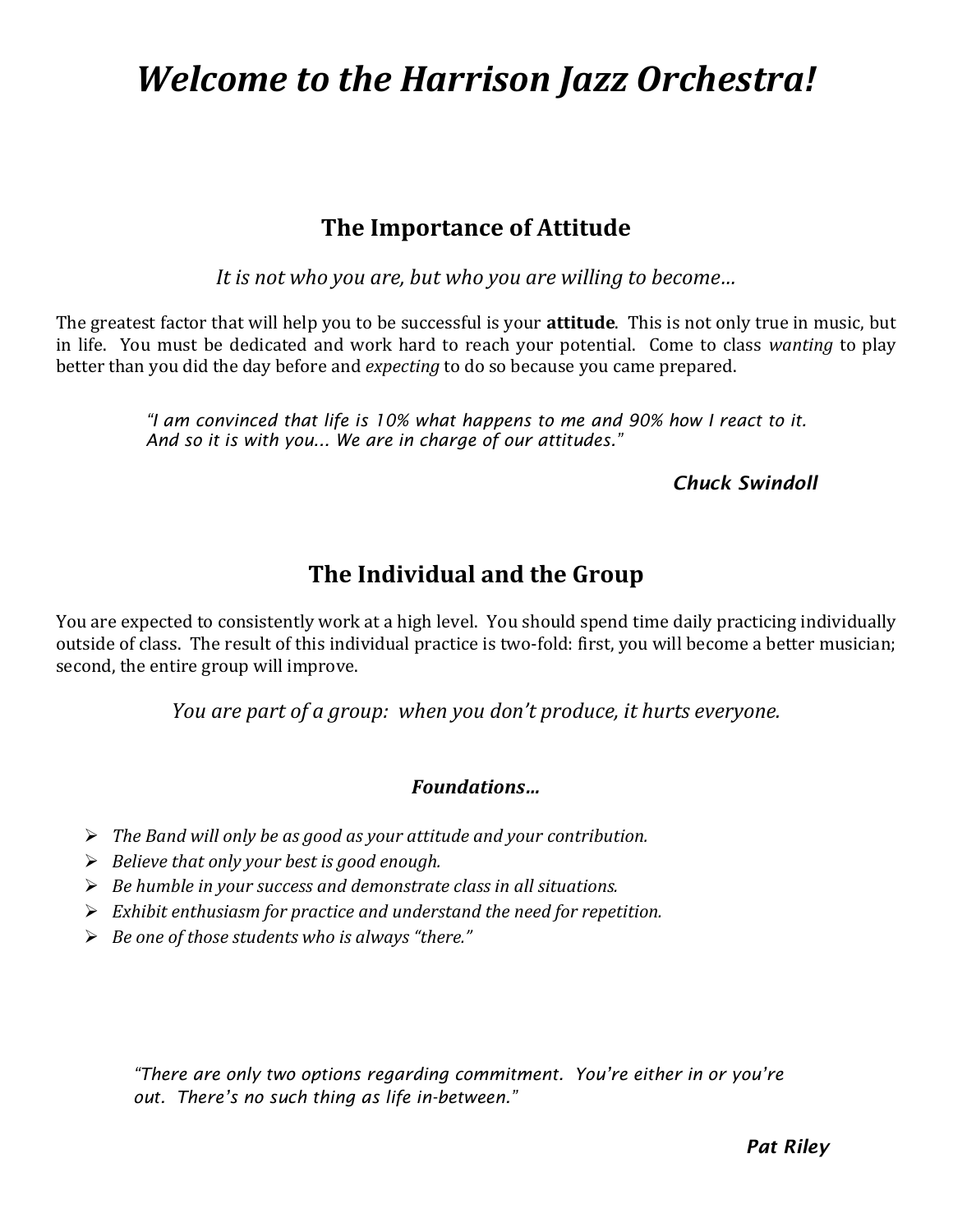# *Welcome to the Harrison Jazz Orchestra!*

## The Importance of Attitude

*It is not who you are, but who you are willing to become…*

The greatest factor that will help you to be successful is your **attitude**. This is not only true in music, but in life. You must be dedicated and work hard to reach your potential. Come to class *wanting* to play better than you did the day before and *expecting* to do so because you came prepared.

> *"I am convinced that life is 10% what happens to me and 90% how I react to it. And so it is with you… We are in charge of our attitudes."*
>
> ***Chuck Swindoll***

## The Individual and the Group

You are expected to consistently work at a high level. You should spend time daily practicing individually outside of class. The result of this individual practice is two-fold: first, you will become a better musician; second, the entire group will improve.

*You are part of a group: when you don't produce, it hurts everyone.*

### *Foundations…*

- *The Band will only be as good as your attitude and your contribution.*
- *Believe that only your best is good enough.*
- *Be humble in your success and demonstrate class in all situations.*
- *Exhibit enthusiasm for practice and understand the need for repetition.*
- *Be one of those students who is always "there."*

> *"There are only two options regarding commitment. You're either in or you're out. There's no such thing as life in-between."*
>
> ***Pat Riley***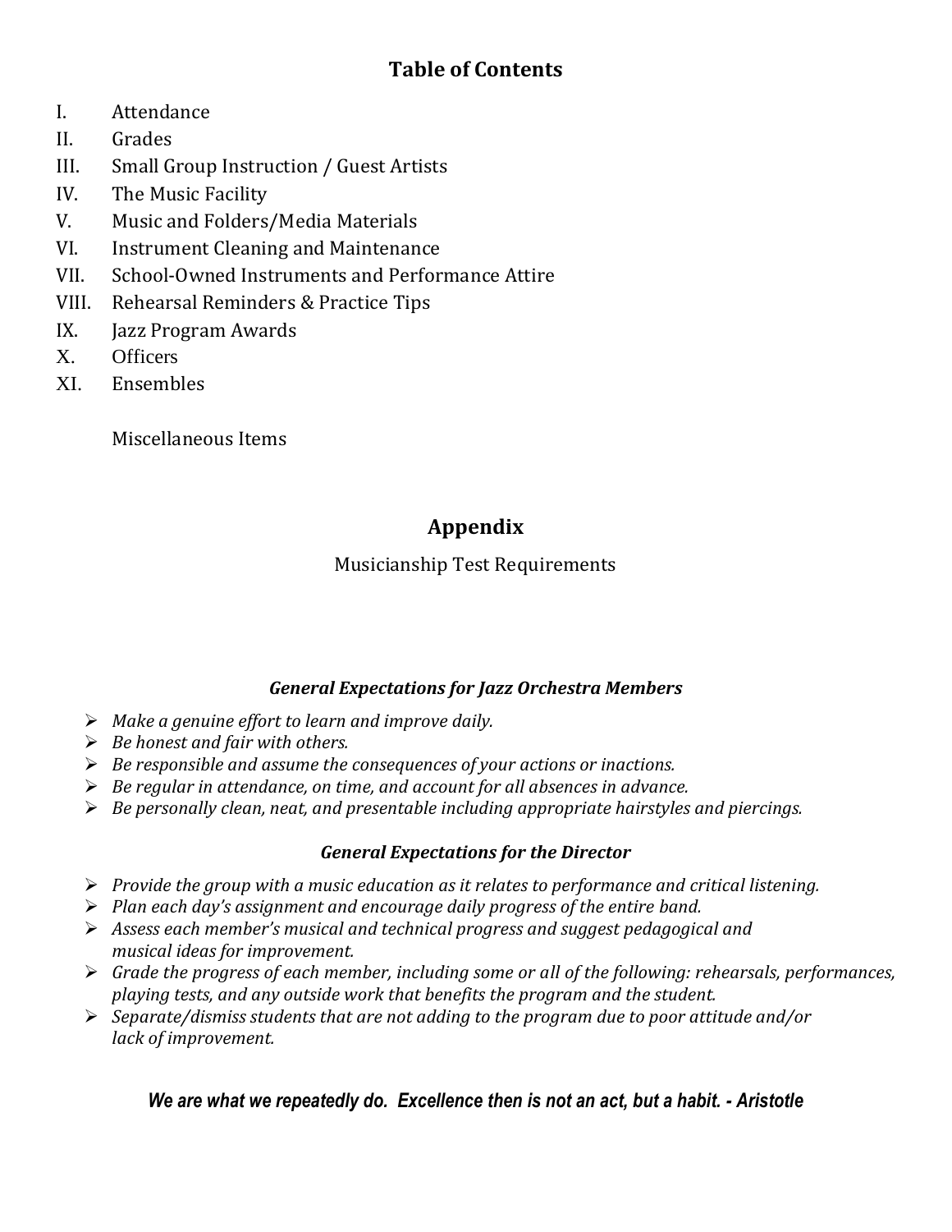## Table of Contents

I. Attendance
II. Grades
III. Small Group Instruction / Guest Artists
IV. The Music Facility
V. Music and Folders/Media Materials
VI. Instrument Cleaning and Maintenance
VII. School-Owned Instruments and Performance Attire
VIII. Rehearsal Reminders & Practice Tips
IX. Jazz Program Awards
X. Officers
XI. Ensembles

Miscellaneous Items

## Appendix

Musicianship Test Requirements

### *General Expectations for Jazz Orchestra Members*

- *Make a genuine effort to learn and improve daily.*
- *Be honest and fair with others.*
- *Be responsible and assume the consequences of your actions or inactions.*
- *Be regular in attendance, on time, and account for all absences in advance.*
- *Be personally clean, neat, and presentable including appropriate hairstyles and piercings.*

### *General Expectations for the Director*

- *Provide the group with a music education as it relates to performance and critical listening.*
- *Plan each day's assignment and encourage daily progress of the entire band.*
- *Assess each member's musical and technical progress and suggest pedagogical and musical ideas for improvement.*
- *Grade the progress of each member, including some or all of the following: rehearsals, performances, playing tests, and any outside work that benefits the program and the student.*
- *Separate/dismiss students that are not adding to the program due to poor attitude and/or lack of improvement.*

***We are what we repeatedly do. Excellence then is not an act, but a habit. - Aristotle***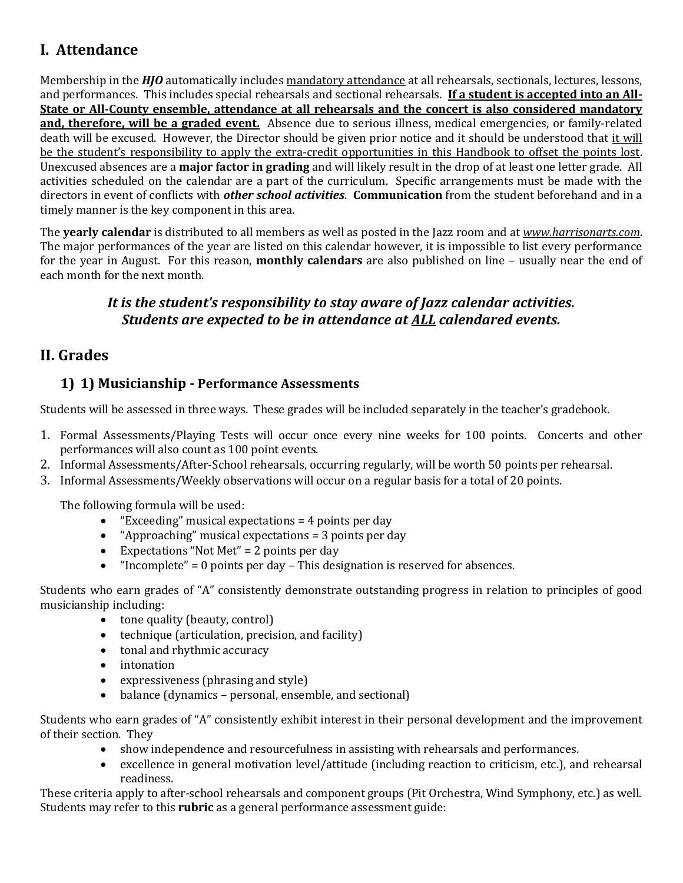## I. Attendance

Membership in the ***HJO*** automatically includes <u>mandatory attendance</u> at all rehearsals, sectionals, lectures, lessons, and performances. This includes special rehearsals and sectional rehearsals. **<u>If a student is accepted into an All-State or All-County ensemble, attendance at all rehearsals and the concert is also considered mandatory and, therefore, will be a graded event.</u>** Absence due to serious illness, medical emergencies, or family-related death will be excused. However, the Director should be given prior notice and it should be understood that <u>it will be the student's responsibility to apply the extra-credit opportunities in this Handbook to offset the points lost</u>. Unexcused absences are a **major factor in grading** and will likely result in the drop of at least one letter grade. All activities scheduled on the calendar are a part of the curriculum. Specific arrangements must be made with the directors in event of conflicts with ***other school activities***. **Communication** from the student beforehand and in a timely manner is the key component in this area.

The **yearly calendar** is distributed to all members as well as posted in the Jazz room and at *www.harrisonarts.com*. The major performances of the year are listed on this calendar however, it is impossible to list every performance for the year in August. For this reason, **monthly calendars** are also published on line – usually near the end of each month for the next month.

***It is the student's responsibility to stay aware of Jazz calendar activities.***
***Students are expected to be in attendance at <u>ALL</u> calendared events.***

## II. Grades

### 1) 1) Musicianship - Performance Assessments

Students will be assessed in three ways. These grades will be included separately in the teacher's gradebook.

1. Formal Assessments/Playing Tests will occur once every nine weeks for 100 points. Concerts and other performances will also count as 100 point events.
2. Informal Assessments/After-School rehearsals, occurring regularly, will be worth 50 points per rehearsal.
3. Informal Assessments/Weekly observations will occur on a regular basis for a total of 20 points.

   The following formula will be used:
   - "Exceeding" musical expectations = 4 points per day
   - "Approaching" musical expectations = 3 points per day
   - Expectations "Not Met" = 2 points per day
   - "Incomplete" = 0 points per day – This designation is reserved for absences.

Students who earn grades of "A" consistently demonstrate outstanding progress in relation to principles of good musicianship including:

- tone quality (beauty, control)
- technique (articulation, precision, and facility)
- tonal and rhythmic accuracy
- intonation
- expressiveness (phrasing and style)
- balance (dynamics – personal, ensemble, and sectional)

Students who earn grades of "A" consistently exhibit interest in their personal development and the improvement of their section. They

- show independence and resourcefulness in assisting with rehearsals and performances.
- excellence in general motivation level/attitude (including reaction to criticism, etc.), and rehearsal readiness.

These criteria apply to after-school rehearsals and component groups (Pit Orchestra, Wind Symphony, etc.) as well. Students may refer to this **rubric** as a general performance assessment guide: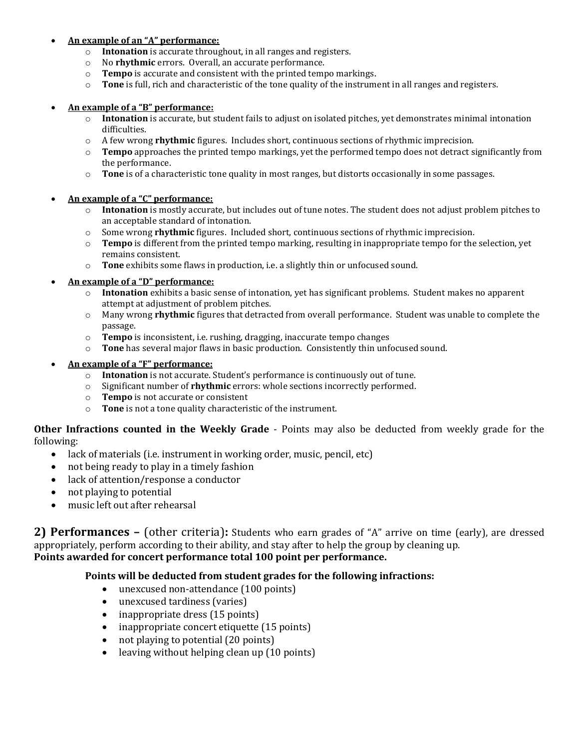- **An example of an "A" performance:**
  - **Intonation** is accurate throughout, in all ranges and registers.
  - No **rhythmic** errors. Overall, an accurate performance.
  - **Tempo** is accurate and consistent with the printed tempo markings.
  - **Tone** is full, rich and characteristic of the tone quality of the instrument in all ranges and registers.

- **An example of a "B" performance:**
  - **Intonation** is accurate, but student fails to adjust on isolated pitches, yet demonstrates minimal intonation difficulties.
  - A few wrong **rhythmic** figures. Includes short, continuous sections of rhythmic imprecision.
  - **Tempo** approaches the printed tempo markings, yet the performed tempo does not detract significantly from the performance.
  - **Tone** is of a characteristic tone quality in most ranges, but distorts occasionally in some passages.

- **An example of a "C" performance:**
  - **Intonation** is mostly accurate, but includes out of tune notes. The student does not adjust problem pitches to an acceptable standard of intonation.
  - Some wrong **rhythmic** figures. Included short, continuous sections of rhythmic imprecision.
  - **Tempo** is different from the printed tempo marking, resulting in inappropriate tempo for the selection, yet remains consistent.
  - **Tone** exhibits some flaws in production, i.e. a slightly thin or unfocused sound.

- **An example of a "D" performance:**
  - **Intonation** exhibits a basic sense of intonation, yet has significant problems. Student makes no apparent attempt at adjustment of problem pitches.
  - Many wrong **rhythmic** figures that detracted from overall performance. Student was unable to complete the passage.
  - **Tempo** is inconsistent, i.e. rushing, dragging, inaccurate tempo changes
  - **Tone** has several major flaws in basic production. Consistently thin unfocused sound.

- **An example of a "F" performance:**
  - **Intonation** is not accurate. Student's performance is continuously out of tune.
  - Significant number of **rhythmic** errors: whole sections incorrectly performed.
  - **Tempo** is not accurate or consistent
  - **Tone** is not a tone quality characteristic of the instrument.

**Other Infractions counted in the Weekly Grade** - Points may also be deducted from weekly grade for the following:

- lack of materials (i.e. instrument in working order, music, pencil, etc)
- not being ready to play in a timely fashion
- lack of attention/response a conductor
- not playing to potential
- music left out after rehearsal

**2) Performances –** (other criteria)**:** Students who earn grades of "A" arrive on time (early), are dressed appropriately, perform according to their ability, and stay after to help the group by cleaning up.
**Points awarded for concert performance total 100 point per performance.**

**Points will be deducted from student grades for the following infractions:**

- unexcused non-attendance (100 points)
- unexcused tardiness (varies)
- inappropriate dress (15 points)
- inappropriate concert etiquette (15 points)
- not playing to potential (20 points)
- leaving without helping clean up (10 points)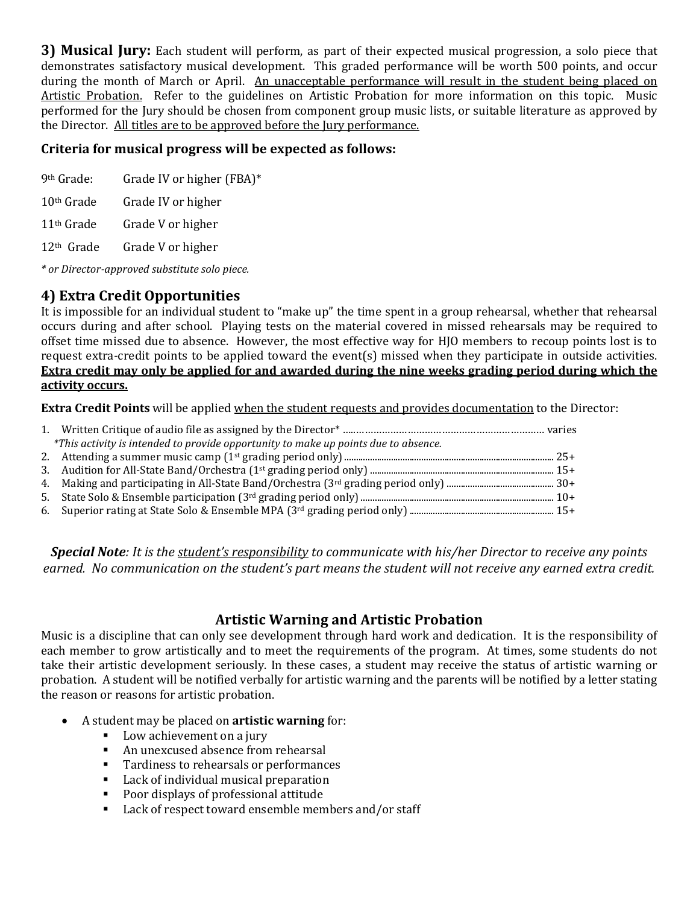**3) Musical Jury:** Each student will perform, as part of their expected musical progression, a solo piece that demonstrates satisfactory musical development. This graded performance will be worth 500 points, and occur during the month of March or April. An unacceptable performance will result in the student being placed on Artistic Probation. Refer to the guidelines on Artistic Probation for more information on this topic. Music performed for the Jury should be chosen from component group music lists, or suitable literature as approved by the Director. All titles are to be approved before the Jury performance.

**Criteria for musical progress will be expected as follows:**

| | |
|---|---|
| 9th Grade: | Grade IV or higher (FBA)* |
| 10th Grade | Grade IV or higher |
| 11th Grade | Grade V or higher |
| 12th Grade | Grade V or higher |

*\* or Director-approved substitute solo piece.*

## 4) Extra Credit Opportunities

It is impossible for an individual student to "make up" the time spent in a group rehearsal, whether that rehearsal occurs during and after school. Playing tests on the material covered in missed rehearsals may be required to offset time missed due to absence. However, the most effective way for HJO members to recoup points lost is to request extra-credit points to be applied toward the event(s) missed when they participate in outside activities. **Extra credit may only be applied for and awarded during the nine weeks grading period during which the activity occurs.**

**Extra Credit Points** will be applied when the student requests and provides documentation to the Director:

1. Written Critique of audio file as assigned by the Director* .......... varies
   *\*This activity is intended to provide opportunity to make up points due to absence.*
2. Attending a summer music camp (1st grading period only) .......... 25+
3. Audition for All-State Band/Orchestra (1st grading period only) .......... 15+
4. Making and participating in All-State Band/Orchestra (3rd grading period only) .......... 30+
5. State Solo & Ensemble participation (3rd grading period only) .......... 10+
6. Superior rating at State Solo & Ensemble MPA (3rd grading period only) .......... 15+

***Special Note**: It is the student's responsibility to communicate with his/her Director to receive any points earned. No communication on the student's part means the student will not receive any earned extra credit.*

## Artistic Warning and Artistic Probation

Music is a discipline that can only see development through hard work and dedication. It is the responsibility of each member to grow artistically and to meet the requirements of the program. At times, some students do not take their artistic development seriously. In these cases, a student may receive the status of artistic warning or probation. A student will be notified verbally for artistic warning and the parents will be notified by a letter stating the reason or reasons for artistic probation.

- A student may be placed on **artistic warning** for:
  - Low achievement on a jury
  - An unexcused absence from rehearsal
  - Tardiness to rehearsals or performances
  - Lack of individual musical preparation
  - Poor displays of professional attitude
  - Lack of respect toward ensemble members and/or staff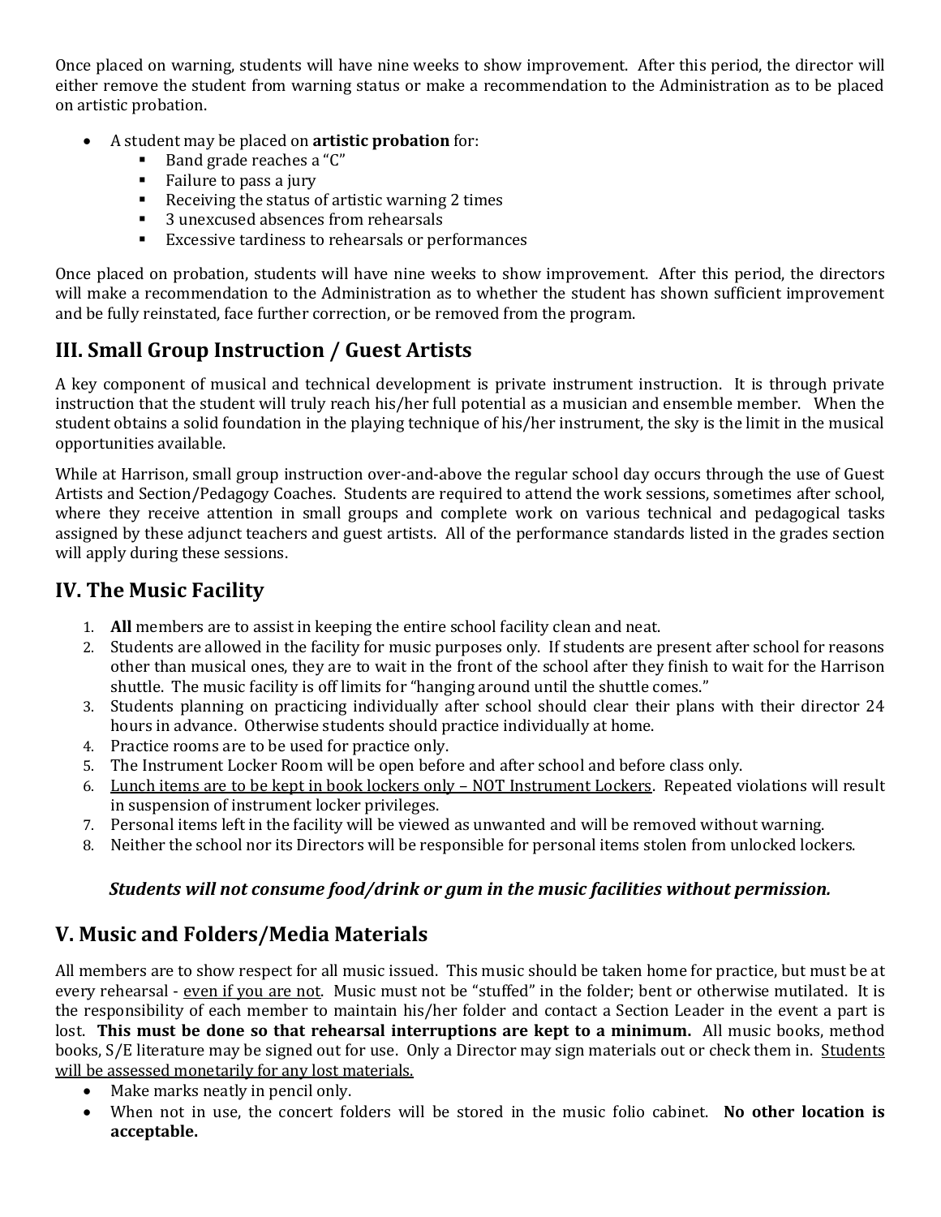Once placed on warning, students will have nine weeks to show improvement. After this period, the director will either remove the student from warning status or make a recommendation to the Administration as to be placed on artistic probation.

- A student may be placed on **artistic probation** for:
    - Band grade reaches a "C"
    - Failure to pass a jury
    - Receiving the status of artistic warning 2 times
    - 3 unexcused absences from rehearsals
    - Excessive tardiness to rehearsals or performances

Once placed on probation, students will have nine weeks to show improvement. After this period, the directors will make a recommendation to the Administration as to whether the student has shown sufficient improvement and be fully reinstated, face further correction, or be removed from the program.

## III. Small Group Instruction / Guest Artists

A key component of musical and technical development is private instrument instruction. It is through private instruction that the student will truly reach his/her full potential as a musician and ensemble member. When the student obtains a solid foundation in the playing technique of his/her instrument, the sky is the limit in the musical opportunities available.

While at Harrison, small group instruction over-and-above the regular school day occurs through the use of Guest Artists and Section/Pedagogy Coaches. Students are required to attend the work sessions, sometimes after school, where they receive attention in small groups and complete work on various technical and pedagogical tasks assigned by these adjunct teachers and guest artists. All of the performance standards listed in the grades section will apply during these sessions.

## IV. The Music Facility

1. **All** members are to assist in keeping the entire school facility clean and neat.
2. Students are allowed in the facility for music purposes only. If students are present after school for reasons other than musical ones, they are to wait in the front of the school after they finish to wait for the Harrison shuttle. The music facility is off limits for "hanging around until the shuttle comes."
3. Students planning on practicing individually after school should clear their plans with their director 24 hours in advance. Otherwise students should practice individually at home.
4. Practice rooms are to be used for practice only.
5. The Instrument Locker Room will be open before and after school and before class only.
6. <u>Lunch items are to be kept in book lockers only – NOT Instrument Lockers</u>. Repeated violations will result in suspension of instrument locker privileges.
7. Personal items left in the facility will be viewed as unwanted and will be removed without warning.
8. Neither the school nor its Directors will be responsible for personal items stolen from unlocked lockers.

***Students will not consume food/drink or gum in the music facilities without permission.***

## V. Music and Folders/Media Materials

All members are to show respect for all music issued. This music should be taken home for practice, but must be at every rehearsal - <u>even if you are not</u>. Music must not be "stuffed" in the folder; bent or otherwise mutilated. It is the responsibility of each member to maintain his/her folder and contact a Section Leader in the event a part is lost. **This must be done so that rehearsal interruptions are kept to a minimum.** All music books, method books, S/E literature may be signed out for use. Only a Director may sign materials out or check them in. <u>Students will be assessed monetarily for any lost materials.</u>

- Make marks neatly in pencil only.
- When not in use, the concert folders will be stored in the music folio cabinet. **No other location is acceptable.**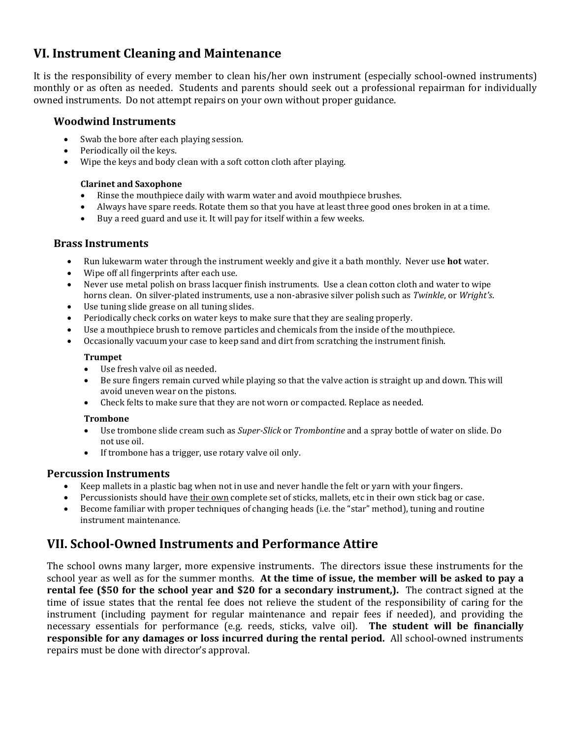## VI. Instrument Cleaning and Maintenance

It is the responsibility of every member to clean his/her own instrument (especially school-owned instruments) monthly or as often as needed. Students and parents should seek out a professional repairman for individually owned instruments. Do not attempt repairs on your own without proper guidance.

### Woodwind Instruments

- Swab the bore after each playing session.
- Periodically oil the keys.
- Wipe the keys and body clean with a soft cotton cloth after playing.

#### Clarinet and Saxophone

- Rinse the mouthpiece daily with warm water and avoid mouthpiece brushes.
- Always have spare reeds. Rotate them so that you have at least three good ones broken in at a time.
- Buy a reed guard and use it. It will pay for itself within a few weeks.

### Brass Instruments

- Run lukewarm water through the instrument weekly and give it a bath monthly. Never use **hot** water.
- Wipe off all fingerprints after each use.
- Never use metal polish on brass lacquer finish instruments. Use a clean cotton cloth and water to wipe horns clean. On silver-plated instruments, use a non-abrasive silver polish such as *Twinkle*, or *Wright's*.
- Use tuning slide grease on all tuning slides.
- Periodically check corks on water keys to make sure that they are sealing properly.
- Use a mouthpiece brush to remove particles and chemicals from the inside of the mouthpiece.
- Occasionally vacuum your case to keep sand and dirt from scratching the instrument finish.

#### Trumpet

- Use fresh valve oil as needed.
- Be sure fingers remain curved while playing so that the valve action is straight up and down. This will avoid uneven wear on the pistons.
- Check felts to make sure that they are not worn or compacted. Replace as needed.

#### Trombone

- Use trombone slide cream such as *Super-Slick* or *Trombontine* and a spray bottle of water on slide. Do not use oil.
- If trombone has a trigger, use rotary valve oil only.

### Percussion Instruments

- Keep mallets in a plastic bag when not in use and never handle the felt or yarn with your fingers.
- Percussionists should have <u>their own</u> complete set of sticks, mallets, etc in their own stick bag or case.
- Become familiar with proper techniques of changing heads (i.e. the "star" method), tuning and routine instrument maintenance.

## VII. School-Owned Instruments and Performance Attire

The school owns many larger, more expensive instruments. The directors issue these instruments for the school year as well as for the summer months. **At the time of issue, the member will be asked to pay a rental fee ($50 for the school year and $20 for a secondary instrument,).** The contract signed at the time of issue states that the rental fee does not relieve the student of the responsibility of caring for the instrument (including payment for regular maintenance and repair fees if needed), and providing the necessary essentials for performance (e.g. reeds, sticks, valve oil). **The student will be financially responsible for any damages or loss incurred during the rental period.** All school-owned instruments repairs must be done with director's approval.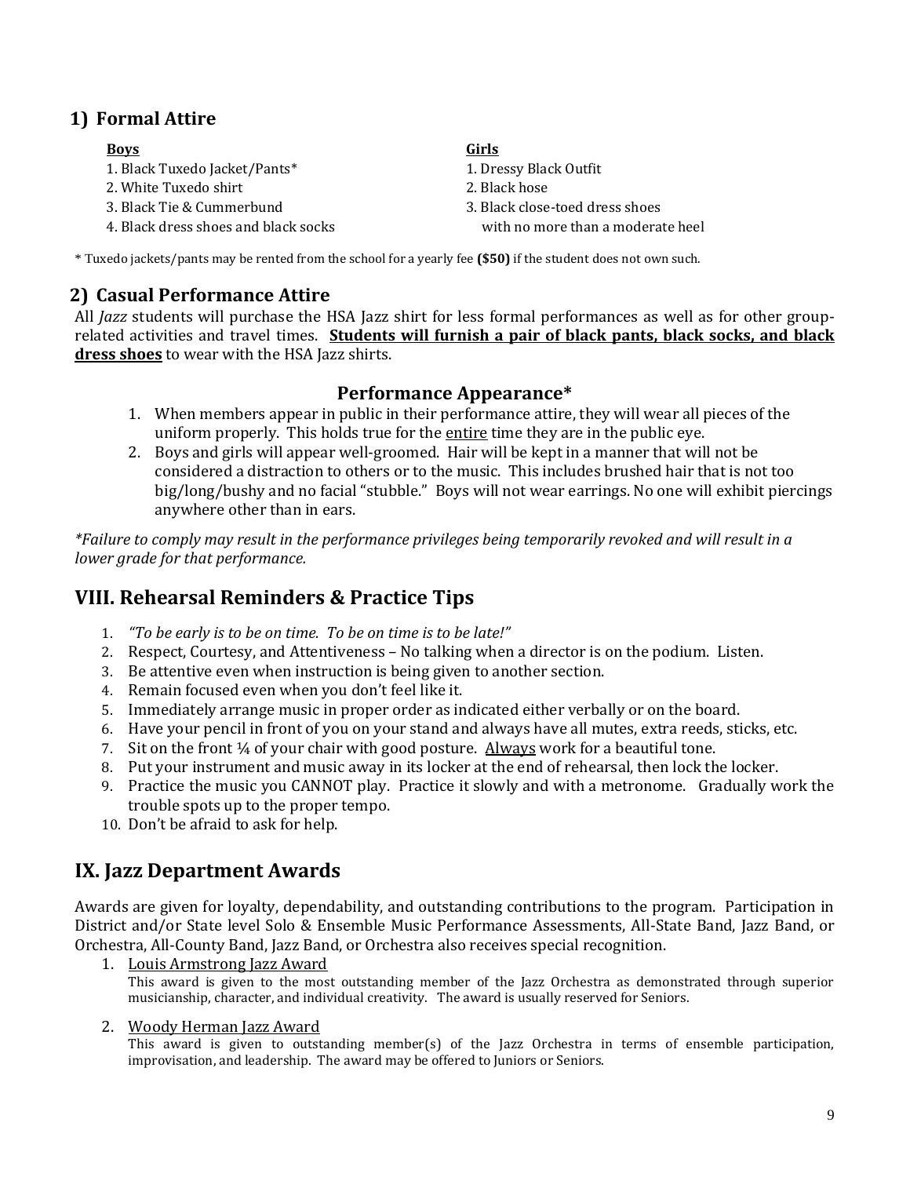## 1) Formal Attire

**Boys**

1. Black Tuxedo Jacket/Pants*
2. White Tuxedo shirt
3. Black Tie & Cummerbund
4. Black dress shoes and black socks

**Girls**

1. Dressy Black Outfit
2. Black hose
3. Black close-toed dress shoes with no more than a moderate heel

\* Tuxedo jackets/pants may be rented from the school for a yearly fee **($50)** if the student does not own such.

## 2) Casual Performance Attire

All *Jazz* students will purchase the HSA Jazz shirt for less formal performances as well as for other group-related activities and travel times. **Students will furnish a pair of black pants, black socks, and black dress shoes** to wear with the HSA Jazz shirts.

### Performance Appearance*

1. When members appear in public in their performance attire, they will wear all pieces of the uniform properly. This holds true for the entire time they are in the public eye.
2. Boys and girls will appear well-groomed. Hair will be kept in a manner that will not be considered a distraction to others or to the music. This includes brushed hair that is not too big/long/bushy and no facial "stubble." Boys will not wear earrings. No one will exhibit piercings anywhere other than in ears.

*\*Failure to comply may result in the performance privileges being temporarily revoked and will result in a lower grade for that performance.*

## VIII. Rehearsal Reminders & Practice Tips

1. *"To be early is to be on time. To be on time is to be late!"*
2. Respect, Courtesy, and Attentiveness – No talking when a director is on the podium. Listen.
3. Be attentive even when instruction is being given to another section.
4. Remain focused even when you don't feel like it.
5. Immediately arrange music in proper order as indicated either verbally or on the board.
6. Have your pencil in front of you on your stand and always have all mutes, extra reeds, sticks, etc.
7. Sit on the front ¼ of your chair with good posture. Always work for a beautiful tone.
8. Put your instrument and music away in its locker at the end of rehearsal, then lock the locker.
9. Practice the music you CANNOT play. Practice it slowly and with a metronome. Gradually work the trouble spots up to the proper tempo.
10. Don't be afraid to ask for help.

## IX. Jazz Department Awards

Awards are given for loyalty, dependability, and outstanding contributions to the program. Participation in District and/or State level Solo & Ensemble Music Performance Assessments, All-State Band, Jazz Band, or Orchestra, All-County Band, Jazz Band, or Orchestra also receives special recognition.

1. Louis Armstrong Jazz Award
   This award is given to the most outstanding member of the Jazz Orchestra as demonstrated through superior musicianship, character, and individual creativity. The award is usually reserved for Seniors.
2. Woody Herman Jazz Award
   This award is given to outstanding member(s) of the Jazz Orchestra in terms of ensemble participation, improvisation, and leadership. The award may be offered to Juniors or Seniors.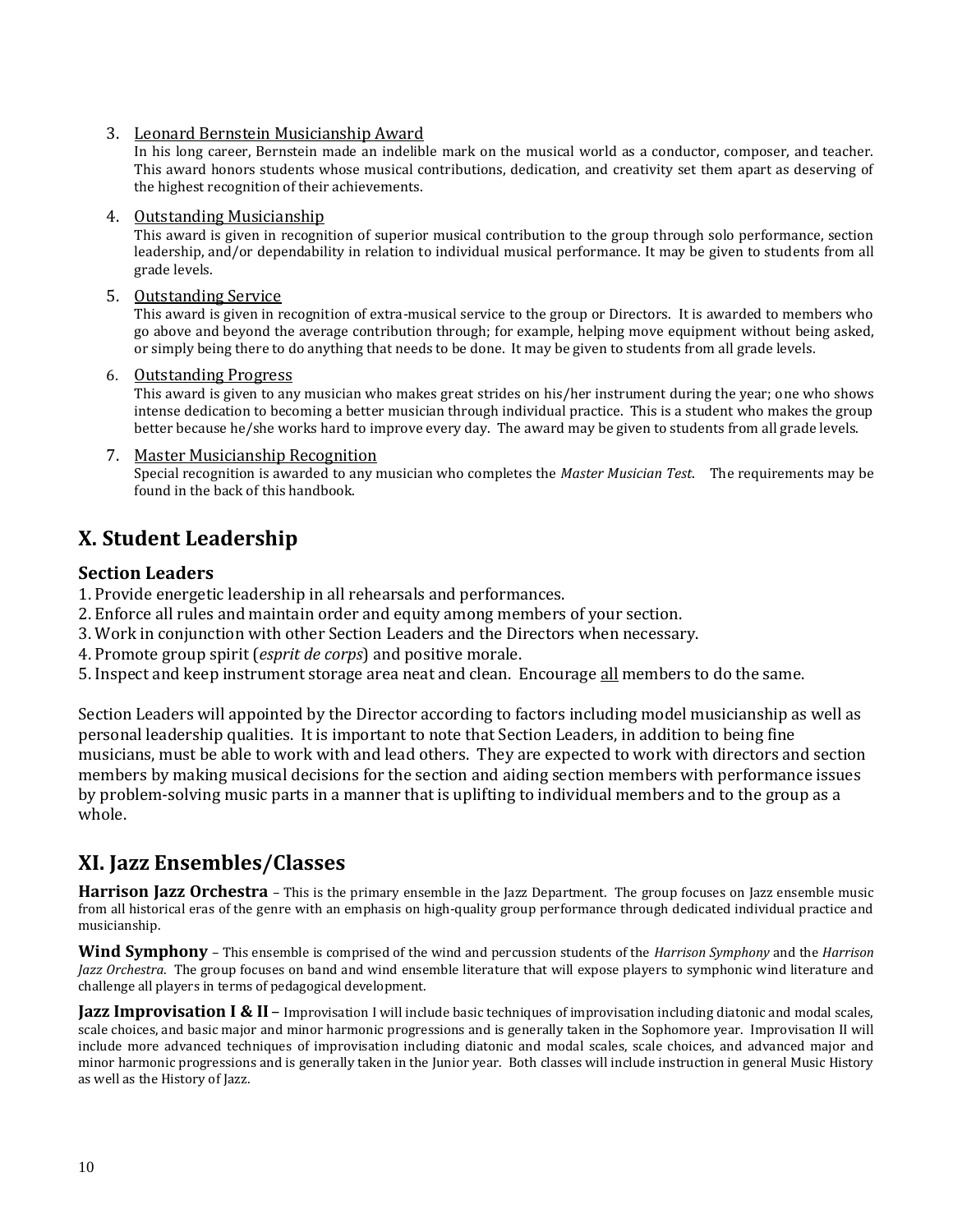3. Leonard Bernstein Musicianship Award
   In his long career, Bernstein made an indelible mark on the musical world as a conductor, composer, and teacher. This award honors students whose musical contributions, dedication, and creativity set them apart as deserving of the highest recognition of their achievements.

4. Outstanding Musicianship
   This award is given in recognition of superior musical contribution to the group through solo performance, section leadership, and/or dependability in relation to individual musical performance. It may be given to students from all grade levels.

5. Outstanding Service
   This award is given in recognition of extra-musical service to the group or Directors. It is awarded to members who go above and beyond the average contribution through; for example, helping move equipment without being asked, or simply being there to do anything that needs to be done. It may be given to students from all grade levels.

6. Outstanding Progress
   This award is given to any musician who makes great strides on his/her instrument during the year; one who shows intense dedication to becoming a better musician through individual practice. This is a student who makes the group better because he/she works hard to improve every day. The award may be given to students from all grade levels.

7. Master Musicianship Recognition
   Special recognition is awarded to any musician who completes the *Master Musician Test*. The requirements may be found in the back of this handbook.

## X. Student Leadership

### Section Leaders

1. Provide energetic leadership in all rehearsals and performances.
2. Enforce all rules and maintain order and equity among members of your section.
3. Work in conjunction with other Section Leaders and the Directors when necessary.
4. Promote group spirit (*esprit de corps*) and positive morale.
5. Inspect and keep instrument storage area neat and clean. Encourage all members to do the same.

Section Leaders will appointed by the Director according to factors including model musicianship as well as personal leadership qualities. It is important to note that Section Leaders, in addition to being fine musicians, must be able to work with and lead others. They are expected to work with directors and section members by making musical decisions for the section and aiding section members with performance issues by problem-solving music parts in a manner that is uplifting to individual members and to the group as a whole.

## XI. Jazz Ensembles/Classes

**Harrison Jazz Orchestra** – This is the primary ensemble in the Jazz Department. The group focuses on Jazz ensemble music from all historical eras of the genre with an emphasis on high-quality group performance through dedicated individual practice and musicianship.

**Wind Symphony** – This ensemble is comprised of the wind and percussion students of the *Harrison Symphony* and the *Harrison Jazz Orchestra*. The group focuses on band and wind ensemble literature that will expose players to symphonic wind literature and challenge all players in terms of pedagogical development.

**Jazz Improvisation I & II** – Improvisation I will include basic techniques of improvisation including diatonic and modal scales, scale choices, and basic major and minor harmonic progressions and is generally taken in the Sophomore year. Improvisation II will include more advanced techniques of improvisation including diatonic and modal scales, scale choices, and advanced major and minor harmonic progressions and is generally taken in the Junior year. Both classes will include instruction in general Music History as well as the History of Jazz.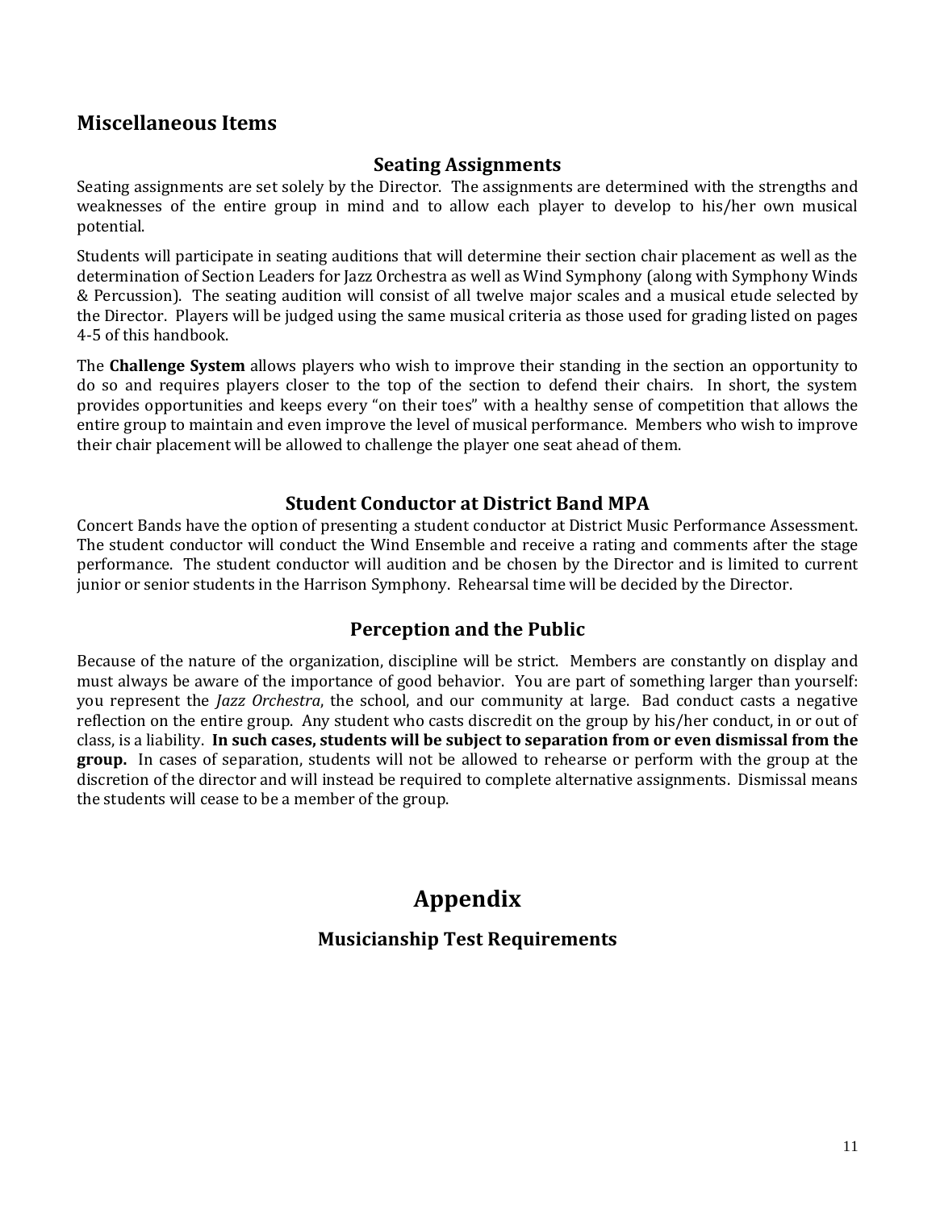## Miscellaneous Items

### Seating Assignments

Seating assignments are set solely by the Director. The assignments are determined with the strengths and weaknesses of the entire group in mind and to allow each player to develop to his/her own musical potential.

Students will participate in seating auditions that will determine their section chair placement as well as the determination of Section Leaders for Jazz Orchestra as well as Wind Symphony (along with Symphony Winds & Percussion). The seating audition will consist of all twelve major scales and a musical etude selected by the Director. Players will be judged using the same musical criteria as those used for grading listed on pages 4-5 of this handbook.

The **Challenge System** allows players who wish to improve their standing in the section an opportunity to do so and requires players closer to the top of the section to defend their chairs. In short, the system provides opportunities and keeps every "on their toes" with a healthy sense of competition that allows the entire group to maintain and even improve the level of musical performance. Members who wish to improve their chair placement will be allowed to challenge the player one seat ahead of them.

### Student Conductor at District Band MPA

Concert Bands have the option of presenting a student conductor at District Music Performance Assessment. The student conductor will conduct the Wind Ensemble and receive a rating and comments after the stage performance. The student conductor will audition and be chosen by the Director and is limited to current junior or senior students in the Harrison Symphony. Rehearsal time will be decided by the Director.

### Perception and the Public

Because of the nature of the organization, discipline will be strict. Members are constantly on display and must always be aware of the importance of good behavior. You are part of something larger than yourself: you represent the *Jazz Orchestra*, the school, and our community at large. Bad conduct casts a negative reflection on the entire group. Any student who casts discredit on the group by his/her conduct, in or out of class, is a liability. **In such cases, students will be subject to separation from or even dismissal from the group.** In cases of separation, students will not be allowed to rehearse or perform with the group at the discretion of the director and will instead be required to complete alternative assignments. Dismissal means the students will cease to be a member of the group.

# Appendix

### Musicianship Test Requirements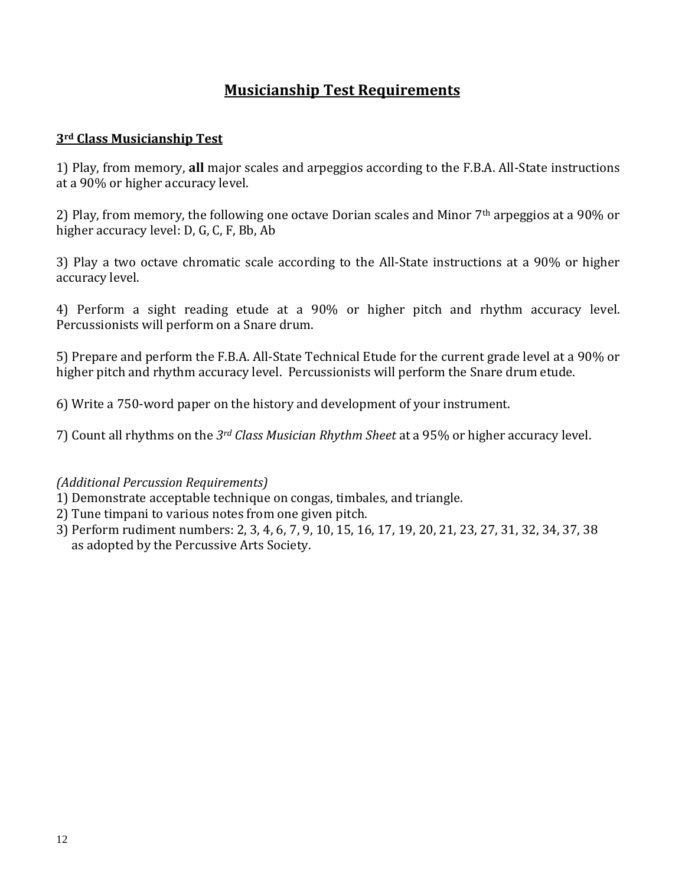# Musicianship Test Requirements

## 3rd Class Musicianship Test

1) Play, from memory, **all** major scales and arpeggios according to the F.B.A. All-State instructions at a 90% or higher accuracy level.

2) Play, from memory, the following one octave Dorian scales and Minor 7th arpeggios at a 90% or higher accuracy level: D, G, C, F, Bb, Ab

3) Play a two octave chromatic scale according to the All-State instructions at a 90% or higher accuracy level.

4) Perform a sight reading etude at a 90% or higher pitch and rhythm accuracy level. Percussionists will perform on a Snare drum.

5) Prepare and perform the F.B.A. All-State Technical Etude for the current grade level at a 90% or higher pitch and rhythm accuracy level. Percussionists will perform the Snare drum etude.

6) Write a 750-word paper on the history and development of your instrument.

7) Count all rhythms on the *3rd Class Musician Rhythm Sheet* at a 95% or higher accuracy level.

*(Additional Percussion Requirements)*

1) Demonstrate acceptable technique on congas, timbales, and triangle.
2) Tune timpani to various notes from one given pitch.
3) Perform rudiment numbers: 2, 3, 4, 6, 7, 9, 10, 15, 16, 17, 19, 20, 21, 23, 27, 31, 32, 34, 37, 38 as adopted by the Percussive Arts Society.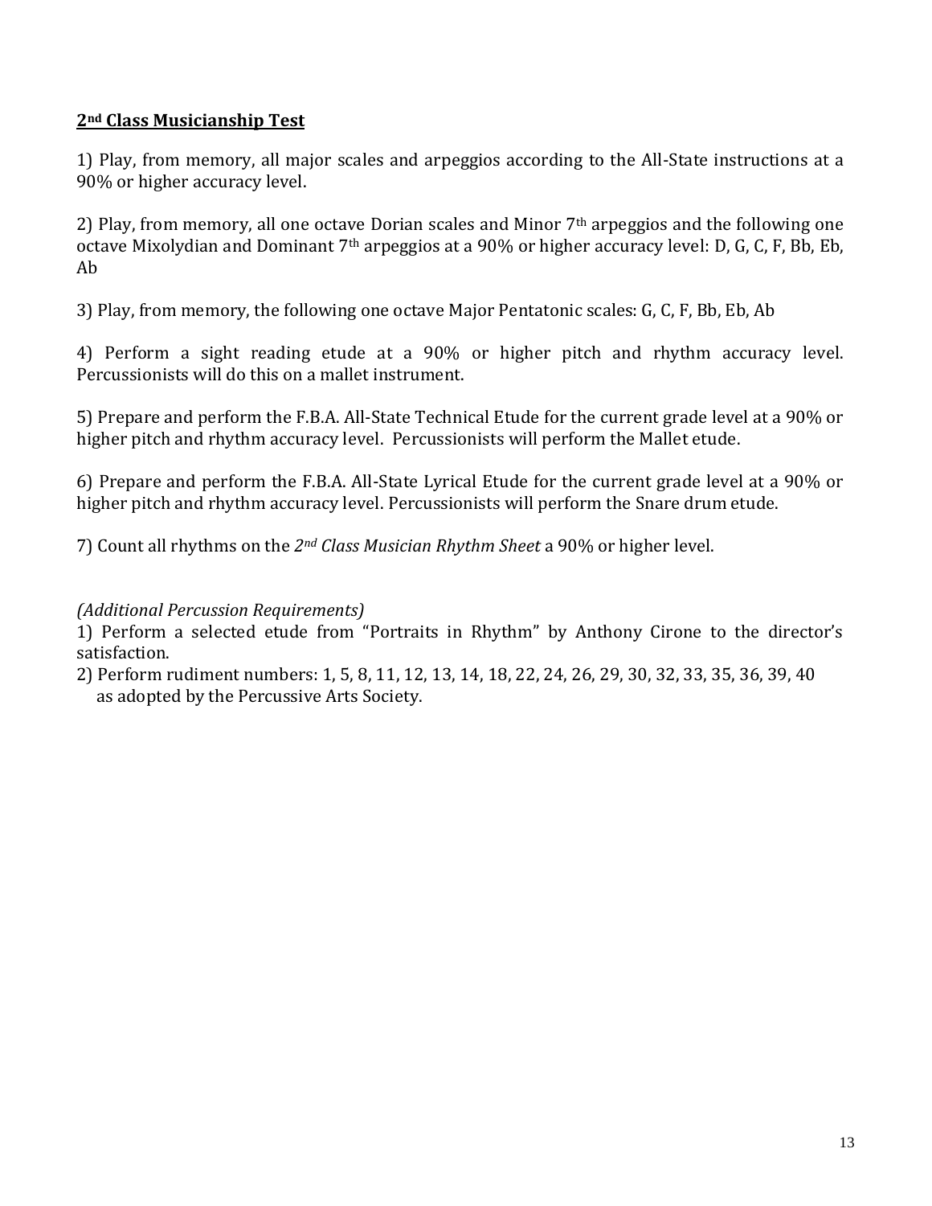**<u>2nd Class Musicianship Test</u>**

1) Play, from memory, all major scales and arpeggios according to the All-State instructions at a 90% or higher accuracy level.

2) Play, from memory, all one octave Dorian scales and Minor 7th arpeggios and the following one octave Mixolydian and Dominant 7th arpeggios at a 90% or higher accuracy level: D, G, C, F, Bb, Eb, Ab

3) Play, from memory, the following one octave Major Pentatonic scales: G, C, F, Bb, Eb, Ab

4) Perform a sight reading etude at a 90% or higher pitch and rhythm accuracy level. Percussionists will do this on a mallet instrument.

5) Prepare and perform the F.B.A. All-State Technical Etude for the current grade level at a 90% or higher pitch and rhythm accuracy level. Percussionists will perform the Mallet etude.

6) Prepare and perform the F.B.A. All-State Lyrical Etude for the current grade level at a 90% or higher pitch and rhythm accuracy level. Percussionists will perform the Snare drum etude.

7) Count all rhythms on the *2nd Class Musician Rhythm Sheet* a 90% or higher level.

*(Additional Percussion Requirements)*

1) Perform a selected etude from "Portraits in Rhythm" by Anthony Cirone to the director's satisfaction.

2) Perform rudiment numbers: 1, 5, 8, 11, 12, 13, 14, 18, 22, 24, 26, 29, 30, 32, 33, 35, 36, 39, 40 as adopted by the Percussive Arts Society.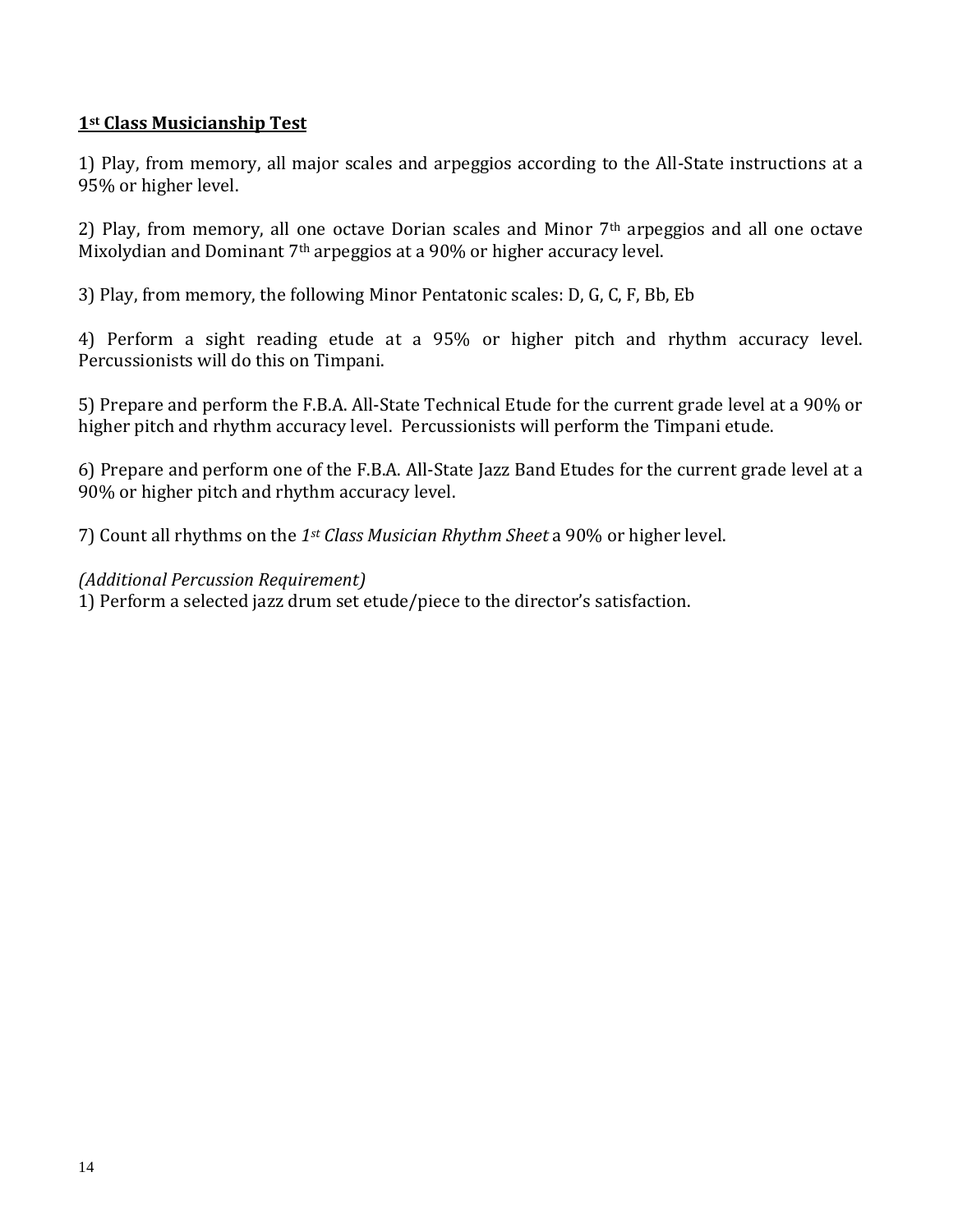**<u>1st Class Musicianship Test</u>**

1) Play, from memory, all major scales and arpeggios according to the All-State instructions at a 95% or higher level.

2) Play, from memory, all one octave Dorian scales and Minor 7th arpeggios and all one octave Mixolydian and Dominant 7th arpeggios at a 90% or higher accuracy level.

3) Play, from memory, the following Minor Pentatonic scales: D, G, C, F, Bb, Eb

4) Perform a sight reading etude at a 95% or higher pitch and rhythm accuracy level. Percussionists will do this on Timpani.

5) Prepare and perform the F.B.A. All-State Technical Etude for the current grade level at a 90% or higher pitch and rhythm accuracy level. Percussionists will perform the Timpani etude.

6) Prepare and perform one of the F.B.A. All-State Jazz Band Etudes for the current grade level at a 90% or higher pitch and rhythm accuracy level.

7) Count all rhythms on the *1st Class Musician Rhythm Sheet* a 90% or higher level.

*(Additional Percussion Requirement)*
1) Perform a selected jazz drum set etude/piece to the director's satisfaction.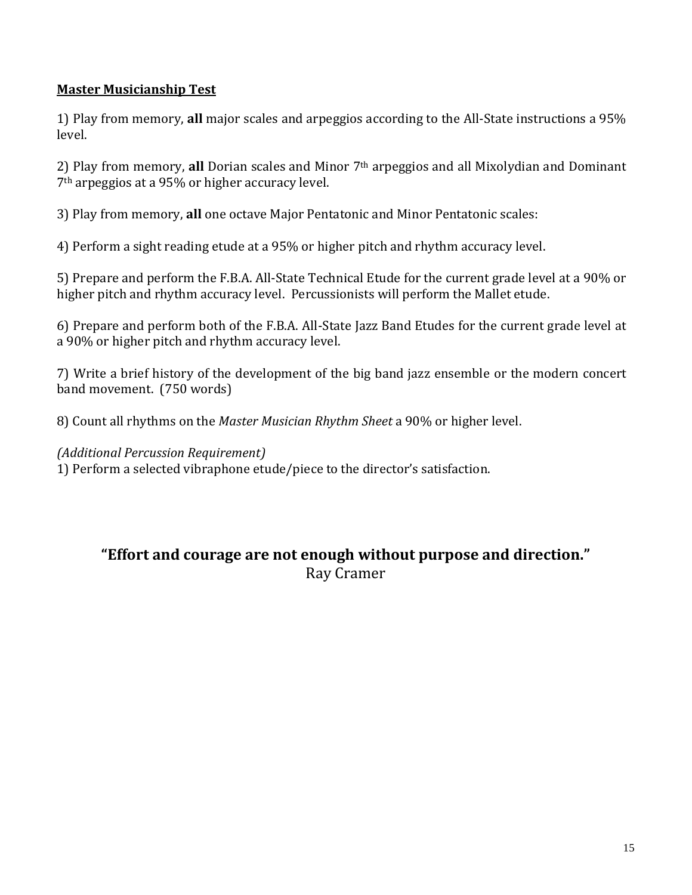**Master Musicianship Test**

1) Play from memory, **all** major scales and arpeggios according to the All-State instructions a 95% level.

2) Play from memory, **all** Dorian scales and Minor 7th arpeggios and all Mixolydian and Dominant 7th arpeggios at a 95% or higher accuracy level.

3) Play from memory, **all** one octave Major Pentatonic and Minor Pentatonic scales:

4) Perform a sight reading etude at a 95% or higher pitch and rhythm accuracy level.

5) Prepare and perform the F.B.A. All-State Technical Etude for the current grade level at a 90% or higher pitch and rhythm accuracy level. Percussionists will perform the Mallet etude.

6) Prepare and perform both of the F.B.A. All-State Jazz Band Etudes for the current grade level at a 90% or higher pitch and rhythm accuracy level.

7) Write a brief history of the development of the big band jazz ensemble or the modern concert band movement. (750 words)

8) Count all rhythms on the *Master Musician Rhythm Sheet* a 90% or higher level.

*(Additional Percussion Requirement)*
1) Perform a selected vibraphone etude/piece to the director's satisfaction.

**"Effort and courage are not enough without purpose and direction."**
Ray Cramer